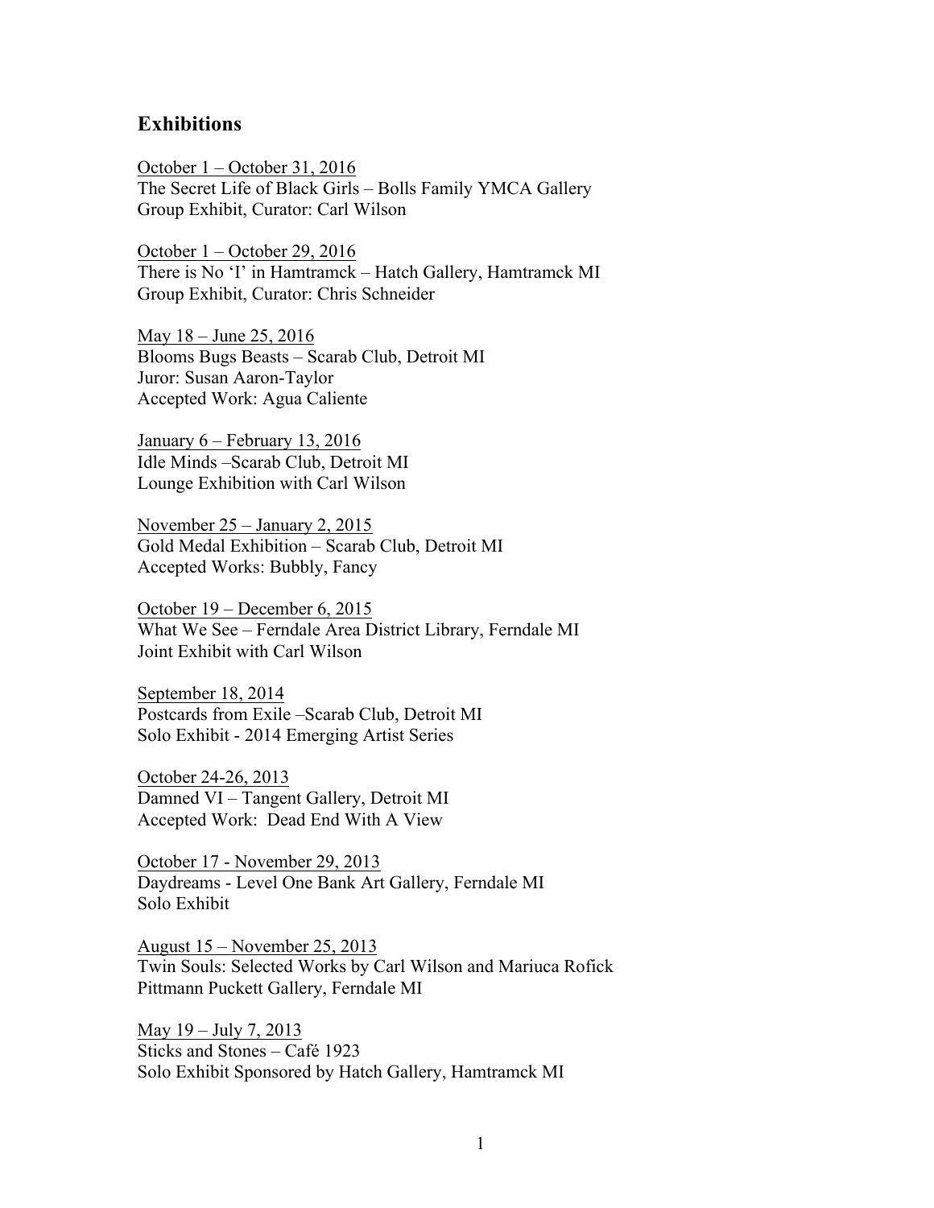## Exhibitions

<u>October 1 – October 31, 2016</u>
The Secret Life of Black Girls – Bolls Family YMCA Gallery
Group Exhibit, Curator: Carl Wilson

<u>October 1 – October 29, 2016</u>
There is No 'I' in Hamtramck – Hatch Gallery, Hamtramck MI
Group Exhibit, Curator: Chris Schneider

<u>May 18 – June 25, 2016</u>
Blooms Bugs Beasts – Scarab Club, Detroit MI
Juror: Susan Aaron-Taylor
Accepted Work: Agua Caliente

<u>January 6 – February 13, 2016</u>
Idle Minds –Scarab Club, Detroit MI
Lounge Exhibition with Carl Wilson

<u>November 25 – January 2, 2015</u>
Gold Medal Exhibition – Scarab Club, Detroit MI
Accepted Works: Bubbly, Fancy

<u>October 19 – December 6, 2015</u>
What We See – Ferndale Area District Library, Ferndale MI
Joint Exhibit with Carl Wilson

<u>September 18, 2014</u>
Postcards from Exile –Scarab Club, Detroit MI
Solo Exhibit - 2014 Emerging Artist Series

<u>October 24-26, 2013</u>
Damned VI – Tangent Gallery, Detroit MI
Accepted Work: Dead End With A View

<u>October 17 - November 29, 2013</u>
Daydreams - Level One Bank Art Gallery, Ferndale MI
Solo Exhibit

<u>August 15 – November 25, 2013</u>
Twin Souls: Selected Works by Carl Wilson and Mariuca Rofick
Pittmann Puckett Gallery, Ferndale MI

<u>May 19 – July 7, 2013</u>
Sticks and Stones – Café 1923
Solo Exhibit Sponsored by Hatch Gallery, Hamtramck MI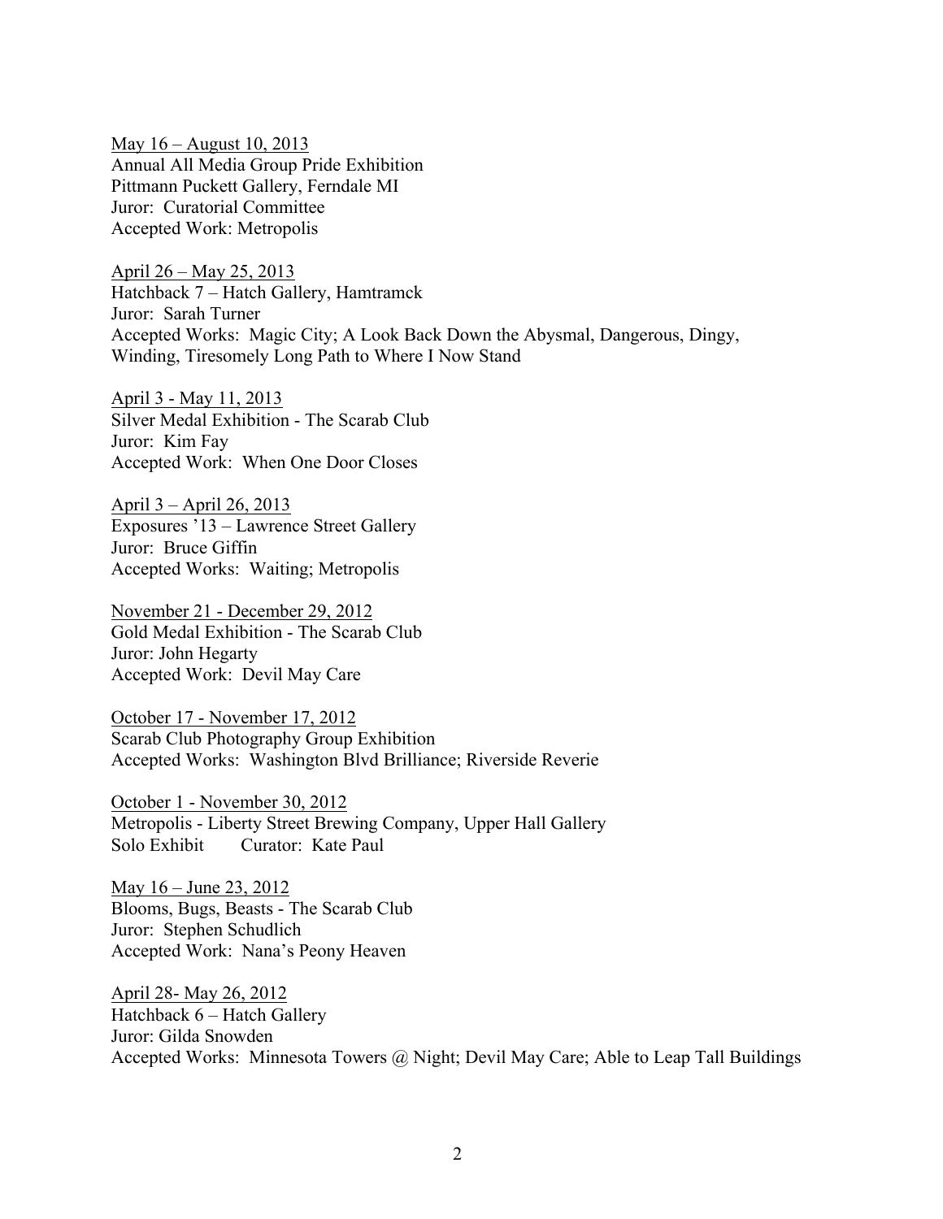<u>May 16 – August 10, 2013</u>
Annual All Media Group Pride Exhibition
Pittmann Puckett Gallery, Ferndale MI
Juror: Curatorial Committee
Accepted Work: Metropolis

<u>April 26 – May 25, 2013</u>
Hatchback 7 – Hatch Gallery, Hamtramck
Juror: Sarah Turner
Accepted Works: Magic City; A Look Back Down the Abysmal, Dangerous, Dingy, Winding, Tiresomely Long Path to Where I Now Stand

<u>April 3 - May 11, 2013</u>
Silver Medal Exhibition - The Scarab Club
Juror: Kim Fay
Accepted Work: When One Door Closes

<u>April 3 – April 26, 2013</u>
Exposures '13 – Lawrence Street Gallery
Juror: Bruce Giffin
Accepted Works: Waiting; Metropolis

<u>November 21 - December 29, 2012</u>
Gold Medal Exhibition - The Scarab Club
Juror: John Hegarty
Accepted Work: Devil May Care

<u>October 17 - November 17, 2012</u>
Scarab Club Photography Group Exhibition
Accepted Works: Washington Blvd Brilliance; Riverside Reverie

<u>October 1 - November 30, 2012</u>
Metropolis - Liberty Street Brewing Company, Upper Hall Gallery
Solo Exhibit Curator: Kate Paul

<u>May 16 – June 23, 2012</u>
Blooms, Bugs, Beasts - The Scarab Club
Juror: Stephen Schudlich
Accepted Work: Nana's Peony Heaven

<u>April 28- May 26, 2012</u>
Hatchback 6 – Hatch Gallery
Juror: Gilda Snowden
Accepted Works: Minnesota Towers @ Night; Devil May Care; Able to Leap Tall Buildings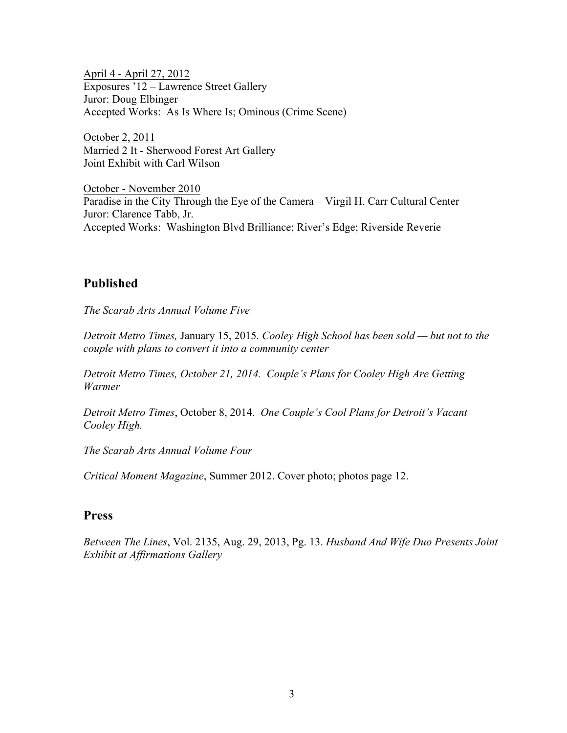<u>April 4 - April 27, 2012</u>
Exposures '12 – Lawrence Street Gallery
Juror: Doug Elbinger
Accepted Works: As Is Where Is; Ominous (Crime Scene)

<u>October 2, 2011</u>
Married 2 It - Sherwood Forest Art Gallery
Joint Exhibit with Carl Wilson

<u>October - November 2010</u>
Paradise in the City Through the Eye of the Camera – Virgil H. Carr Cultural Center
Juror: Clarence Tabb, Jr.
Accepted Works: Washington Blvd Brilliance; River's Edge; Riverside Reverie

## Published

*The Scarab Arts Annual Volume Five*

*Detroit Metro Times,* January 15, 2015*. Cooley High School has been sold — but not to the couple with plans to convert it into a community center*

*Detroit Metro Times, October 21, 2014. Couple's Plans for Cooley High Are Getting Warmer*

*Detroit Metro Times*, October 8, 2014. *One Couple's Cool Plans for Detroit's Vacant Cooley High.*

*The Scarab Arts Annual Volume Four*

*Critical Moment Magazine*, Summer 2012. Cover photo; photos page 12.

## Press

*Between The Lines*, Vol. 2135, Aug. 29, 2013, Pg. 13. *Husband And Wife Duo Presents Joint Exhibit at Affirmations Gallery*